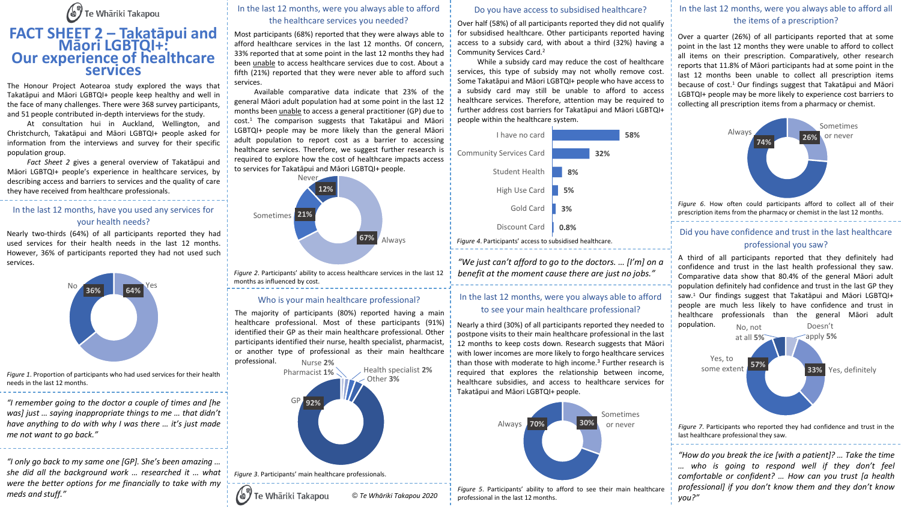Te Whāriki Takapou

# FACT SHEET 2 – Takatāpui and Māori LGBTQI+: Our experience of healthcare services

The Honour Project Aotearoa study explored the ways that Takatāpui and Māori LGBTQI+ people keep healthy and well in the face of many challenges. There were 368 survey participants, and 51 people contributed in-depth interviews for the study.

At consultation hui in Auckland, Wellington, and Christchurch, Takatāpui and Māori LGBTQI+ people asked for information from the interviews and survey for their specific population group.

*Fact Sheet 2* gives a general overview of Takatāpui and Māori LGBTQI+ people's experience in healthcare services, by describing access and barriers to services and the quality of care they have received from healthcare professionals.

## In the last 12 months, have you used any services for your health needs?

Nearly two-thirds (64%) of all participants reported they had used services for their health needs in the last 12 months. However, 36% of participants reported they had not used such services.

No 36% | Yes 64%

Figure 1. Proportion of participants who had used services for their health needs in the last 12 months.

*"I remember going to the doctor a couple of times and [he was] just … saying inappropriate things to me … that didn't have anything to do with why I was there … it's just made me not want to go back."*

*"I only go back to my same one [GP]. She's been amazing … she did all the background work … researched it … what were the better options for me financially to take with my meds and stuff."*

## In the last 12 months, were you always able to afford the healthcare services you needed?

Most participants (68%) reported that they were always able to afford healthcare services in the last 12 months. Of concern, 33% reported that at some point in the last 12 months they had been unable to access healthcare services due to cost. About a fifth (21%) reported that they were never able to afford such services.

Available comparative data indicate that 23% of the general Māori adult population had at some point in the last 12 months been unable to access a general practitioner (GP) due to cost.[1] The comparison suggests that Takatāpui and Māori LGBTQI+ people may be more likely than the general Māori adult population to report cost as a barrier to accessing healthcare services. Therefore, we suggest further research is required to explore how the cost of healthcare impacts access to services for Takatāpui and Māori LGBTQI+ people.

Never 12% | Sometimes 21% | Always 67%

Figure 2. Participants' ability to access healthcare services in the last 12 months as influenced by cost.

## Who is your main healthcare professional?

The majority of participants (80%) reported having a main healthcare professional. Most of these participants (91%) identified their GP as their main healthcare professional. Other participants identified their nurse, health specialist, pharmacist, or another type of professional as their main healthcare professional.

GP 92% | Nurse 2% | Pharmacist 1% | Health specialist 2% | Other 3%

Figure 3. Participants' main healthcare professionals.

Te Whāriki Takapou © Te Whāriki Takapou 2020

## Do you have access to subsidised healthcare?

Over half (58%) of all participants reported they did not qualify for subsidised healthcare. Other participants reported having access to a subsidy card, with about a third (32%) having a Community Services Card.[2]

While a subsidy card may reduce the cost of healthcare services, this type of subsidy may not wholly remove cost. Some Takatāpui and Māori LGBTQI+ people who have access to a subsidy card may still be unable to afford to access healthcare services. Therefore, attention may be required to further address cost barriers for Takatāpui and Māori LGBTQI+ people within the healthcare system.

| Subsidy | % |
|---|---|
| I have no card | 58% |
| Community Services Card | 32% |
| Student Health | 8% |
| High Use Card | 5% |
| Gold Card | 3% |
| Discount Card | 0.8% |

Figure 4. Participants' access to subsidised healthcare.

*"We just can't afford to go to the doctors. … [I'm] on a benefit at the moment cause there are just no jobs."*

## In the last 12 months, were you always able to afford to see your main healthcare professional?

Nearly a third (30%) of all participants reported they needed to postpone visits to their main healthcare professional in the last 12 months to keep costs down. Research suggests that Māori with lower incomes are more likely to forgo healthcare services than those with moderate to high income.[3] Further research is required that explores the relationship between income, healthcare subsidies, and access to healthcare services for Takatāpui and Māori LGBTQI+ people.

Always 70% | Sometimes or never 30%

Figure 5. Participants' ability to afford to see their main healthcare professional in the last 12 months.

## In the last 12 months, were you always able to afford all the items of a prescription?

Over a quarter (26%) of all participants reported that at some point in the last 12 months they were unable to afford to collect all items on their prescription. Comparatively, other research reports that 11.8% of Māori participants had at some point in the last 12 months been unable to collect all prescription items because of cost.[1] Our findings suggest that Takatāpui and Māori LGBTQI+ people may be more likely to experience cost barriers to collecting all prescription items from a pharmacy or chemist.

Always 74% | Sometimes or never 26%

Figure 6. How often could participants afford to collect all of their prescription items from the pharmacy or chemist in the last 12 months.

## Did you have confidence and trust in the last healthcare professional you saw?

A third of all participants reported that they definitely had confidence and trust in the last health professional they saw. Comparative data show that 80.4% of the general Māori adult population definitely had confidence and trust in the last GP they saw.[1] Our findings suggest that Takatāpui and Māori LGBTQI+ people are much less likely to have confidence and trust in healthcare professionals than the general Māori adult population.

No, not at all 5% | Doesn't apply 5% | Yes, to some extent 57% | Yes, definitely 33%

Figure 7. Participants who reported they had confidence and trust in the last healthcare professional they saw.

*"How do you break the ice [with a patient]? … Take the time … who is going to respond well if they don't feel comfortable or confident? … How can you trust [a health professional] if you don't know them and they don't know you?"*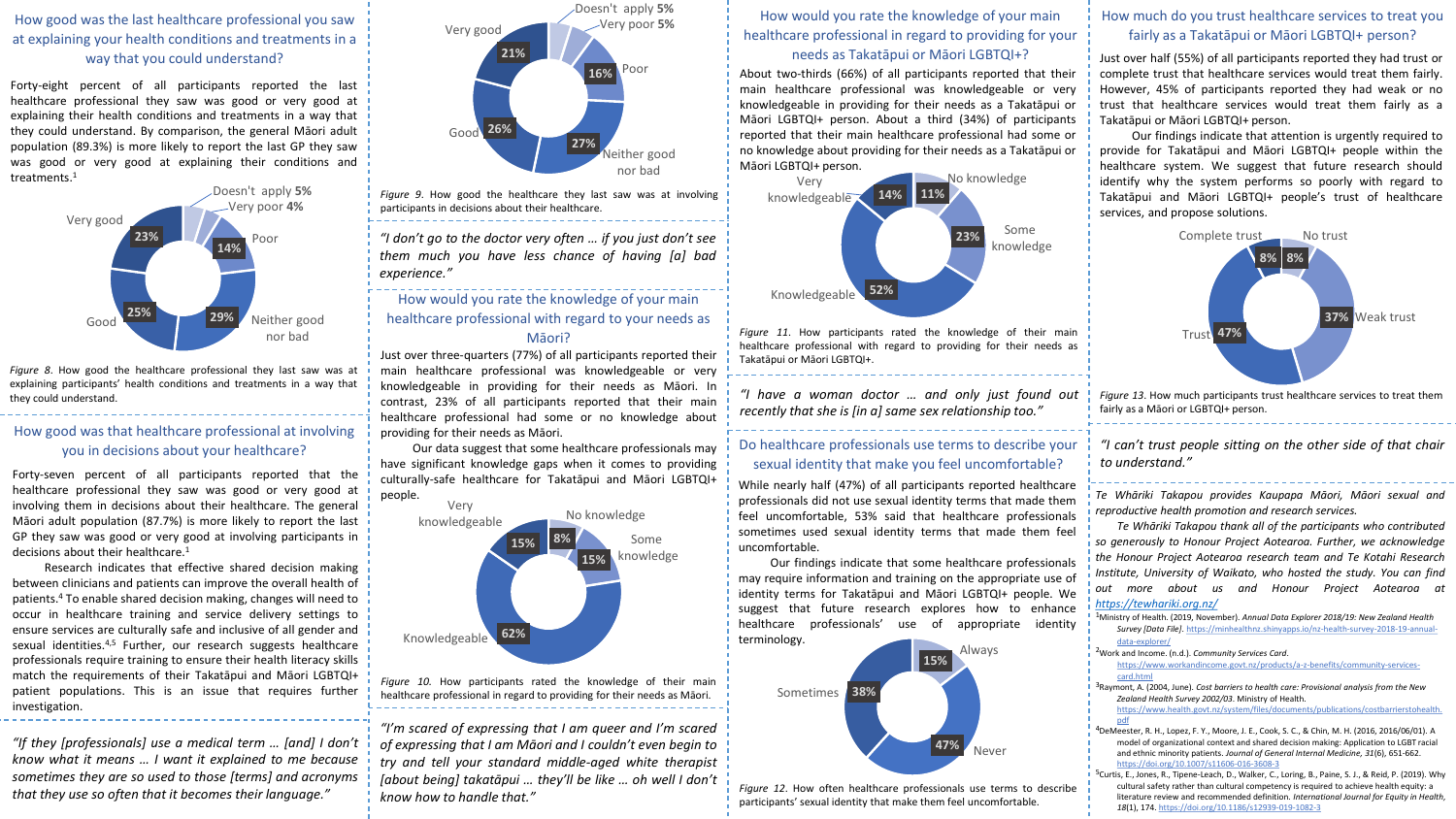## How good was the last healthcare professional you saw at explaining your health conditions and treatments in a way that you could understand?

Forty-eight percent of all participants reported the last healthcare professional they saw was good or very good at explaining their health conditions and treatments in a way that they could understand. By comparison, the general Māori adult population (89.3%) is more likely to report the last GP they saw was good or very good at explaining their conditions and treatments.[1]

Doesn't apply 5%
Very poor 4%
Poor 14%
Neither good nor bad 29%
Good 25%
Very good 23%

*Figure 8*. How good the healthcare professional they last saw was at explaining participants' health conditions and treatments in a way that they could understand.

## How good was that healthcare professional at involving you in decisions about your healthcare?

Forty-seven percent of all participants reported that the healthcare professional they saw was good or very good at involving them in decisions about their healthcare. The general Māori adult population (87.7%) is more likely to report the last GP they saw was good or very good at involving participants in decisions about their healthcare.[1]

Research indicates that effective shared decision making between clinicians and patients can improve the overall health of patients.[4] To enable shared decision making, changes will need to occur in healthcare training and service delivery settings to ensure services are culturally safe and inclusive of all gender and sexual identities.[4,5] Further, our research suggests healthcare professionals require training to ensure their health literacy skills match the requirements of their Takatāpui and Māori LGBTQI+ patient populations. This is an issue that requires further investigation.

*"If they [professionals] use a medical term … [and] I don't know what it means … I want it explained to me because sometimes they are so used to those [terms] and acronyms that they use so often that it becomes their language."*

Doesn't apply 5%
Very poor 5%
Poor 16%
Neither good nor bad 27%
Good 26%
Very good 21%

*Figure 9*. How good the healthcare they last saw was at involving participants in decisions about their healthcare.

*"I don't go to the doctor very often … if you just don't see them much you have less chance of having [a] bad experience."*

## How would you rate the knowledge of your main healthcare professional with regard to your needs as Māori?

Just over three-quarters (77%) of all participants reported their main healthcare professional was knowledgeable or very knowledgeable in providing for their needs as Māori. In contrast, 23% of all participants reported that their main healthcare professional had some or no knowledge about providing for their needs as Māori.

Our data suggest that some healthcare professionals may have significant knowledge gaps when it comes to providing culturally-safe healthcare for Takatāpui and Māori LGBTQI+ people.

Very knowledgeable 15%
No knowledge 8%
Some knowledge 15%
Knowledgeable 62%

*Figure 10*. How participants rated the knowledge of their main healthcare professional in regard to providing for their needs as Māori.

*"I'm scared of expressing that I am queer and I'm scared of expressing that I am Māori and I couldn't even begin to try and tell your standard middle-aged white therapist [about being] takatāpui … they'll be like … oh well I don't know how to handle that."*

## How would you rate the knowledge of your main healthcare professional in regard to providing for your needs as Takatāpui or Māori LGBTQI+?

About two-thirds (66%) of all participants reported that their main healthcare professional was knowledgeable or very knowledgeable in providing for their needs as a Takatāpui or Māori LGBTQI+ person. About a third (34%) of participants reported that their main healthcare professional had some or no knowledge about providing for their needs as a Takatāpui or Māori LGBTQI+ person.

Very knowledgeable 14%
No knowledge 11%
Some knowledge 23%
Knowledgeable 52%

*Figure 11*. How participants rated the knowledge of their main healthcare professional with regard to providing for their needs as Takatāpui or Māori LGBTQI+.

*"I have a woman doctor … and only just found out recently that she is [in a] same sex relationship too."*

## Do healthcare professionals use terms to describe your sexual identity that make you feel uncomfortable?

While nearly half (47%) of all participants reported healthcare professionals did not use sexual identity terms that made them feel uncomfortable, 53% said that healthcare professionals sometimes used sexual identity terms that made them feel uncomfortable.

Our findings indicate that some healthcare professionals may require information and training on the appropriate use of identity terms for Takatāpui and Māori LGBTQI+ people. We suggest that future research explores how to enhance healthcare professionals' use of appropriate identity terminology.

Always 15%
Never 47%
Sometimes 38%

*Figure 12*. How often healthcare professionals use terms to describe participants' sexual identity that make them feel uncomfortable.

## How much do you trust healthcare services to treat you fairly as a Takatāpui or Māori LGBTQI+ person?

Just over half (55%) of all participants reported they had trust or complete trust that healthcare services would treat them fairly. However, 45% of participants reported they had weak or no trust that healthcare services would treat them fairly as a Takatāpui or Māori LGBTQI+ person.

Our findings indicate that attention is urgently required to provide for Takatāpui and Māori LGBTQI+ people within the healthcare system. We suggest that future research should identify why the system performs so poorly with regard to Takatāpui and Māori LGBTQI+ people's trust of healthcare services, and propose solutions.

Complete trust 8%
No trust 8%
Weak trust 37%
Trust 47%

*Figure 13*. How much participants trust healthcare services to treat them fairly as a Māori or LGBTQI+ person.

*"I can't trust people sitting on the other side of that chair to understand."*

*Te Whāriki Takapou provides Kaupapa Māori, Māori sexual and reproductive health promotion and research services.*

*Te Whāriki Takapou thank all of the participants who contributed so generously to Honour Project Aotearoa. Further, we acknowledge the Honour Project Aotearoa research team and Te Kotahi Research Institute, University of Waikato, who hosted the study. You can find out more about us and Honour Project Aotearoa at https://tewhariki.org.nz/*

[1]Ministry of Health. (2019, November). *Annual Data Explorer 2018/19: New Zealand Health Survey [Data File]*. https://minhealthnz.shinyapps.io/nz-health-survey-2018-19-annual-data-explorer/

[2]Work and Income. (n.d.). *Community Services Card*. https://www.workandincome.govt.nz/products/a-z-benefits/community-services-card.html

[3]Raymont, A. (2004, June). *Cost barriers to health care: Provisional analysis from the New Zealand Health Survey 2002/03*. Ministry of Health. https://www.health.govt.nz/system/files/documents/publications/costbarrierstohealth.pdf

[4]DeMeester, R. H., Lopez, F. Y., Moore, J. E., Cook, S. C., & Chin, M. H. (2016, 2016/06/01). A model of organizational context and shared decision making: Application to LGBT racial and ethnic minority patients. *Journal of General Internal Medicine, 31*(6), 651-662. https://doi.org/10.1007/s11606-016-3608-3

[5]Curtis, E., Jones, R., Tipene-Leach, D., Walker, C., Loring, B., Paine, S. J., & Reid, P. (2019). Why cultural safety rather than cultural competency is required to achieve health equity: a literature review and recommended definition. *International Journal for Equity in Health, 18*(1), 174. https://doi.org/10.1186/s12939-019-1082-3